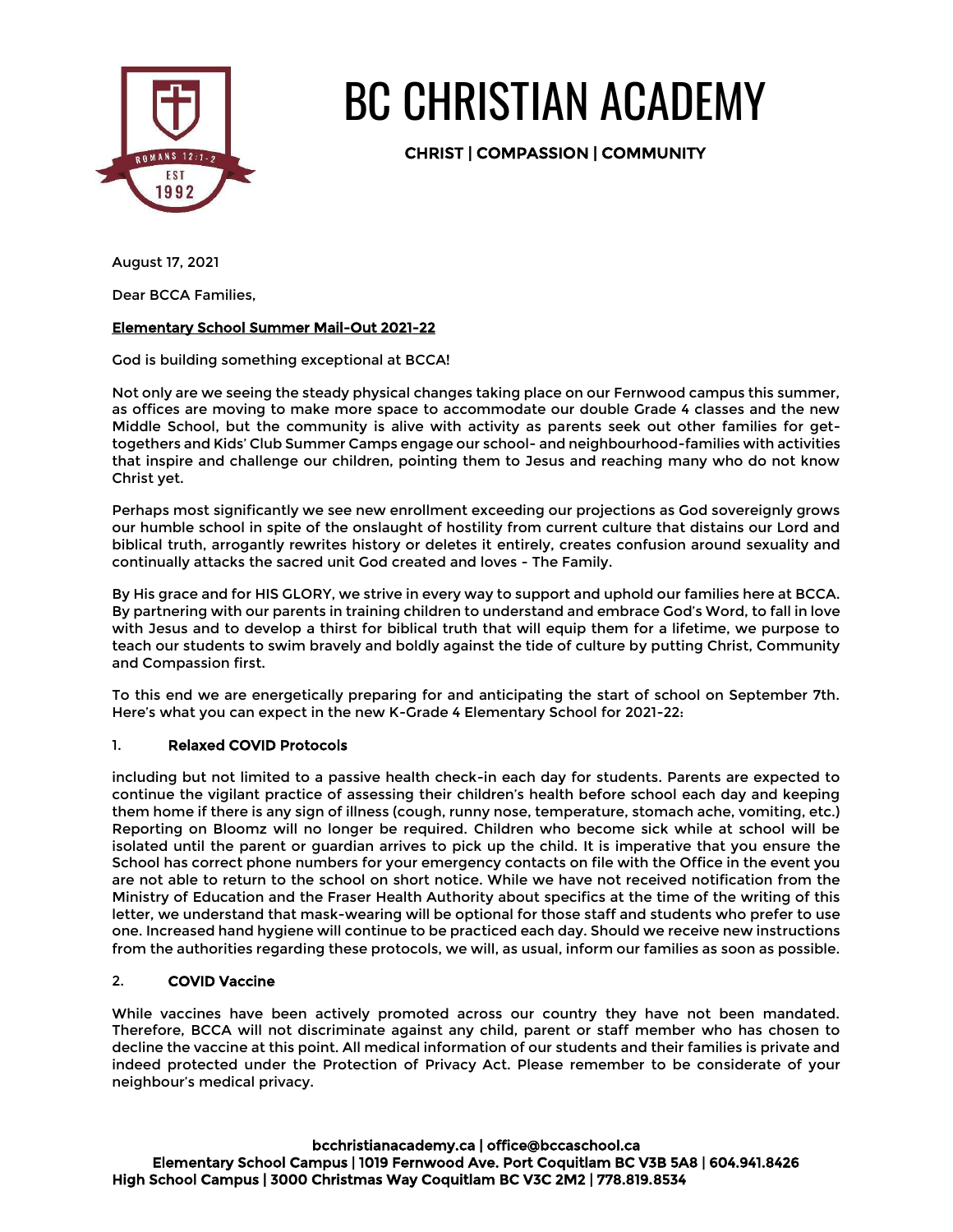# BC CHRISTIAN ACADEMY

**CHRIST | COMPASSION | COMMUNITY**

August 17, 2021

Dear BCCA Families,

**Elementary School Summer Mail-Out 2021-22**

God is building something exceptional at BCCA!

Not only are we seeing the steady physical changes taking place on our Fernwood campus this summer, as offices are moving to make more space to accommodate our double Grade 4 classes and the new Middle School, but the community is alive with activity as parents seek out other families for get-togethers and Kids' Club Summer Camps engage our school- and neighbourhood-families with activities that inspire and challenge our children, pointing them to Jesus and reaching many who do not know Christ yet.

Perhaps most significantly we see new enrollment exceeding our projections as God sovereignly grows our humble school in spite of the onslaught of hostility from current culture that distains our Lord and biblical truth, arrogantly rewrites history or deletes it entirely, creates confusion around sexuality and continually attacks the sacred unit God created and loves - The Family.

By His grace and for HIS GLORY, we strive in every way to support and uphold our families here at BCCA. By partnering with our parents in training children to understand and embrace God's Word, to fall in love with Jesus and to develop a thirst for biblical truth that will equip them for a lifetime, we purpose to teach our students to swim bravely and boldly against the tide of culture by putting Christ, Community and Compassion first.

To this end we are energetically preparing for and anticipating the start of school on September 7th. Here's what you can expect in the new K-Grade 4 Elementary School for 2021-22:

1. **Relaxed COVID Protocols**

including but not limited to a passive health check-in each day for students. Parents are expected to continue the vigilant practice of assessing their children's health before school each day and keeping them home if there is any sign of illness (cough, runny nose, temperature, stomach ache, vomiting, etc.) Reporting on Bloomz will no longer be required. Children who become sick while at school will be isolated until the parent or guardian arrives to pick up the child. It is imperative that you ensure the School has correct phone numbers for your emergency contacts on file with the Office in the event you are not able to return to the school on short notice. While we have not received notification from the Ministry of Education and the Fraser Health Authority about specifics at the time of the writing of this letter, we understand that mask-wearing will be optional for those staff and students who prefer to use one. Increased hand hygiene will continue to be practiced each day. Should we receive new instructions from the authorities regarding these protocols, we will, as usual, inform our families as soon as possible.

2. **COVID Vaccine**

While vaccines have been actively promoted across our country they have not been mandated. Therefore, BCCA will not discriminate against any child, parent or staff member who has chosen to decline the vaccine at this point. All medical information of our students and their families is private and indeed protected under the Protection of Privacy Act. Please remember to be considerate of your neighbour's medical privacy.

**bcchristianacademy.ca | office@bccaschool.ca**
**Elementary School Campus | 1019 Fernwood Ave. Port Coquitlam BC V3B 5A8 | 604.941.8426**
**High School Campus | 3000 Christmas Way Coquitlam BC V3C 2M2 | 778.819.8534**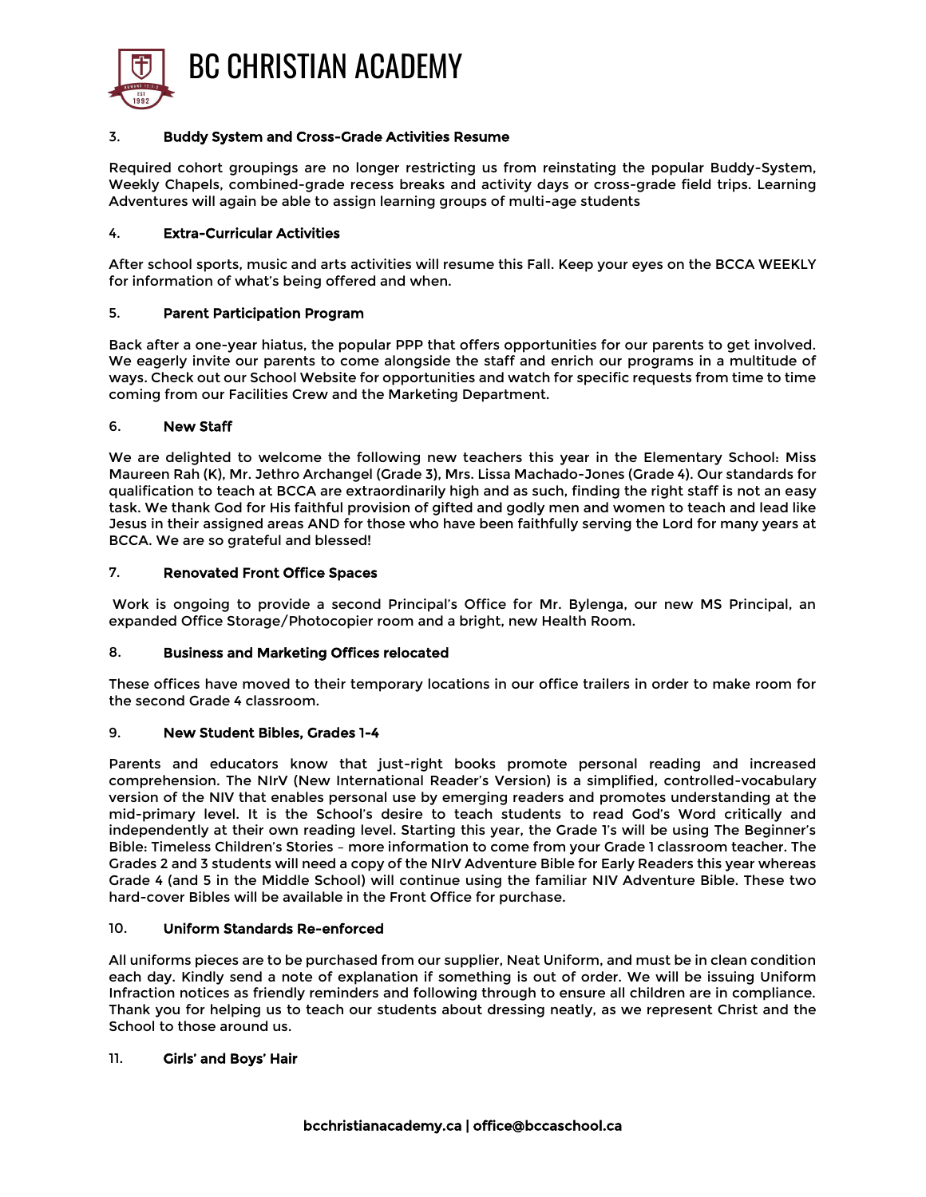### 3. Buddy System and Cross-Grade Activities Resume

Required cohort groupings are no longer restricting us from reinstating the popular Buddy-System, Weekly Chapels, combined-grade recess breaks and activity days or cross-grade field trips. Learning Adventures will again be able to assign learning groups of multi-age students

### 4. Extra-Curricular Activities

After school sports, music and arts activities will resume this Fall. Keep your eyes on the BCCA WEEKLY for information of what's being offered and when.

### 5. Parent Participation Program

Back after a one-year hiatus, the popular PPP that offers opportunities for our parents to get involved. We eagerly invite our parents to come alongside the staff and enrich our programs in a multitude of ways. Check out our School Website for opportunities and watch for specific requests from time to time coming from our Facilities Crew and the Marketing Department.

### 6. New Staff

We are delighted to welcome the following new teachers this year in the Elementary School: Miss Maureen Rah (K), Mr. Jethro Archangel (Grade 3), Mrs. Lissa Machado-Jones (Grade 4). Our standards for qualification to teach at BCCA are extraordinarily high and as such, finding the right staff is not an easy task. We thank God for His faithful provision of gifted and godly men and women to teach and lead like Jesus in their assigned areas AND for those who have been faithfully serving the Lord for many years at BCCA. We are so grateful and blessed!

### 7. Renovated Front Office Spaces

Work is ongoing to provide a second Principal's Office for Mr. Bylenga, our new MS Principal, an expanded Office Storage/Photocopier room and a bright, new Health Room.

### 8. Business and Marketing Offices relocated

These offices have moved to their temporary locations in our office trailers in order to make room for the second Grade 4 classroom.

### 9. New Student Bibles, Grades 1-4

Parents and educators know that just-right books promote personal reading and increased comprehension. The NIrV (New International Reader's Version) is a simplified, controlled-vocabulary version of the NIV that enables personal use by emerging readers and promotes understanding at the mid-primary level. It is the School's desire to teach students to read God's Word critically and independently at their own reading level. Starting this year, the Grade 1's will be using The Beginner's Bible: Timeless Children's Stories – more information to come from your Grade 1 classroom teacher. The Grades 2 and 3 students will need a copy of the NIrV Adventure Bible for Early Readers this year whereas Grade 4 (and 5 in the Middle School) will continue using the familiar NIV Adventure Bible. These two hard-cover Bibles will be available in the Front Office for purchase.

### 10. Uniform Standards Re-enforced

All uniforms pieces are to be purchased from our supplier, Neat Uniform, and must be in clean condition each day. Kindly send a note of explanation if something is out of order. We will be issuing Uniform Infraction notices as friendly reminders and following through to ensure all children are in compliance. Thank you for helping us to teach our students about dressing neatly, as we represent Christ and the School to those around us.

### 11. Girls' and Boys' Hair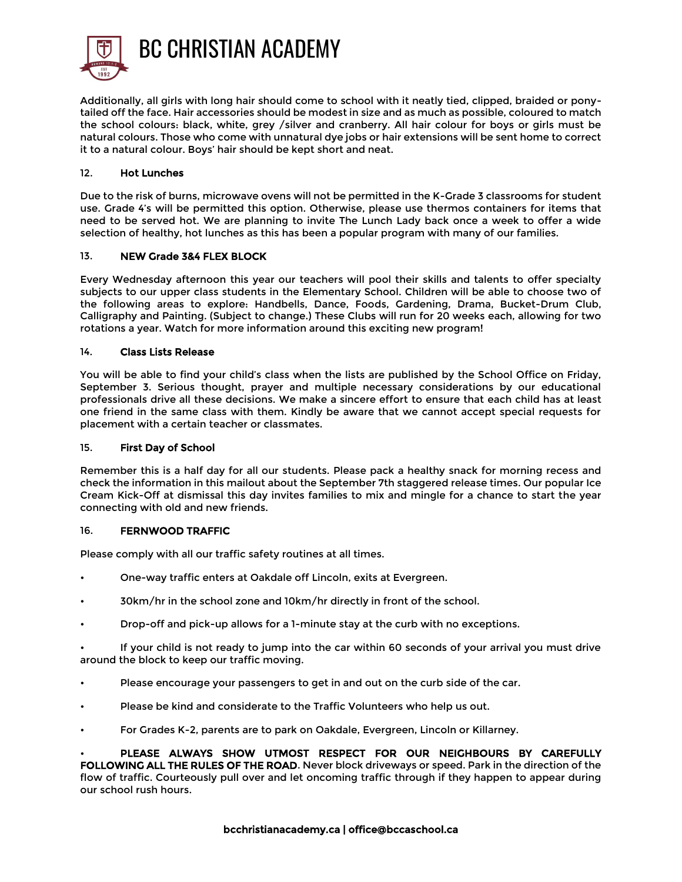Additionally, all girls with long hair should come to school with it neatly tied, clipped, braided or pony-tailed off the face. Hair accessories should be modest in size and as much as possible, coloured to match the school colours: black, white, grey /silver and cranberry. All hair colour for boys or girls must be natural colours. Those who come with unnatural dye jobs or hair extensions will be sent home to correct it to a natural colour. Boys' hair should be kept short and neat.

## 12. Hot Lunches

Due to the risk of burns, microwave ovens will not be permitted in the K-Grade 3 classrooms for student use. Grade 4's will be permitted this option. Otherwise, please use thermos containers for items that need to be served hot. We are planning to invite The Lunch Lady back once a week to offer a wide selection of healthy, hot lunches as this has been a popular program with many of our families.

## 13. NEW Grade 3&4 FLEX BLOCK

Every Wednesday afternoon this year our teachers will pool their skills and talents to offer specialty subjects to our upper class students in the Elementary School. Children will be able to choose two of the following areas to explore: Handbells, Dance, Foods, Gardening, Drama, Bucket-Drum Club, Calligraphy and Painting. (Subject to change.) These Clubs will run for 20 weeks each, allowing for two rotations a year. Watch for more information around this exciting new program!

## 14. Class Lists Release

You will be able to find your child's class when the lists are published by the School Office on Friday, September 3. Serious thought, prayer and multiple necessary considerations by our educational professionals drive all these decisions. We make a sincere effort to ensure that each child has at least one friend in the same class with them. Kindly be aware that we cannot accept special requests for placement with a certain teacher or classmates.

## 15. First Day of School

Remember this is a half day for all our students. Please pack a healthy snack for morning recess and check the information in this mailout about the September 7th staggered release times. Our popular Ice Cream Kick-Off at dismissal this day invites families to mix and mingle for a chance to start the year connecting with old and new friends.

## 16. FERNWOOD TRAFFIC

Please comply with all our traffic safety routines at all times.

- One-way traffic enters at Oakdale off Lincoln, exits at Evergreen.
- 30km/hr in the school zone and 10km/hr directly in front of the school.
- Drop-off and pick-up allows for a 1-minute stay at the curb with no exceptions.
- If your child is not ready to jump into the car within 60 seconds of your arrival you must drive around the block to keep our traffic moving.
- Please encourage your passengers to get in and out on the curb side of the car.
- Please be kind and considerate to the Traffic Volunteers who help us out.
- For Grades K-2, parents are to park on Oakdale, Evergreen, Lincoln or Killarney.
- **PLEASE ALWAYS SHOW UTMOST RESPECT FOR OUR NEIGHBOURS BY CAREFULLY FOLLOWING ALL THE RULES OF THE ROAD**. Never block driveways or speed. Park in the direction of the flow of traffic. Courteously pull over and let oncoming traffic through if they happen to appear during our school rush hours.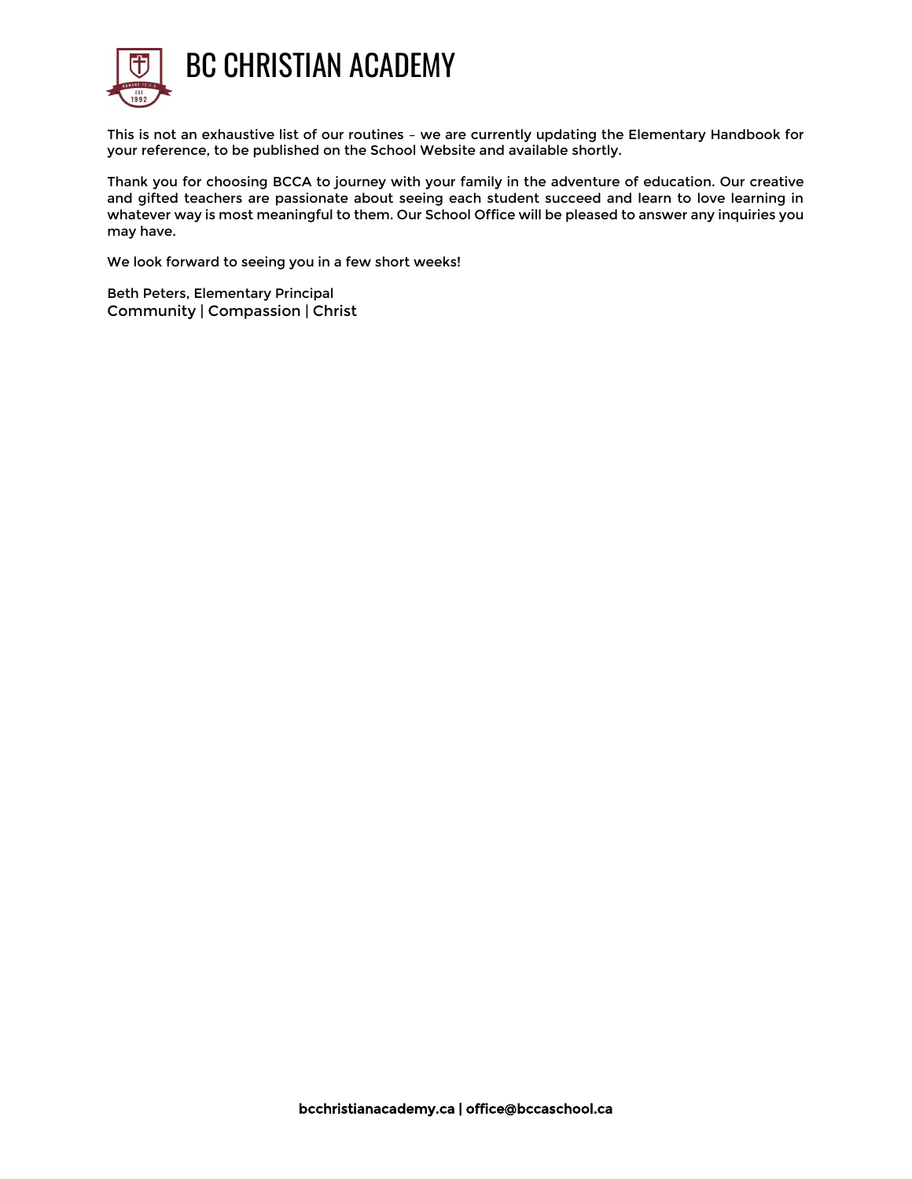This is not an exhaustive list of our routines – we are currently updating the Elementary Handbook for your reference, to be published on the School Website and available shortly.

Thank you for choosing BCCA to journey with your family in the adventure of education. Our creative and gifted teachers are passionate about seeing each student succeed and learn to love learning in whatever way is most meaningful to them. Our School Office will be pleased to answer any inquiries you may have.

We look forward to seeing you in a few short weeks!

Beth Peters, Elementary Principal
Community | Compassion | Christ